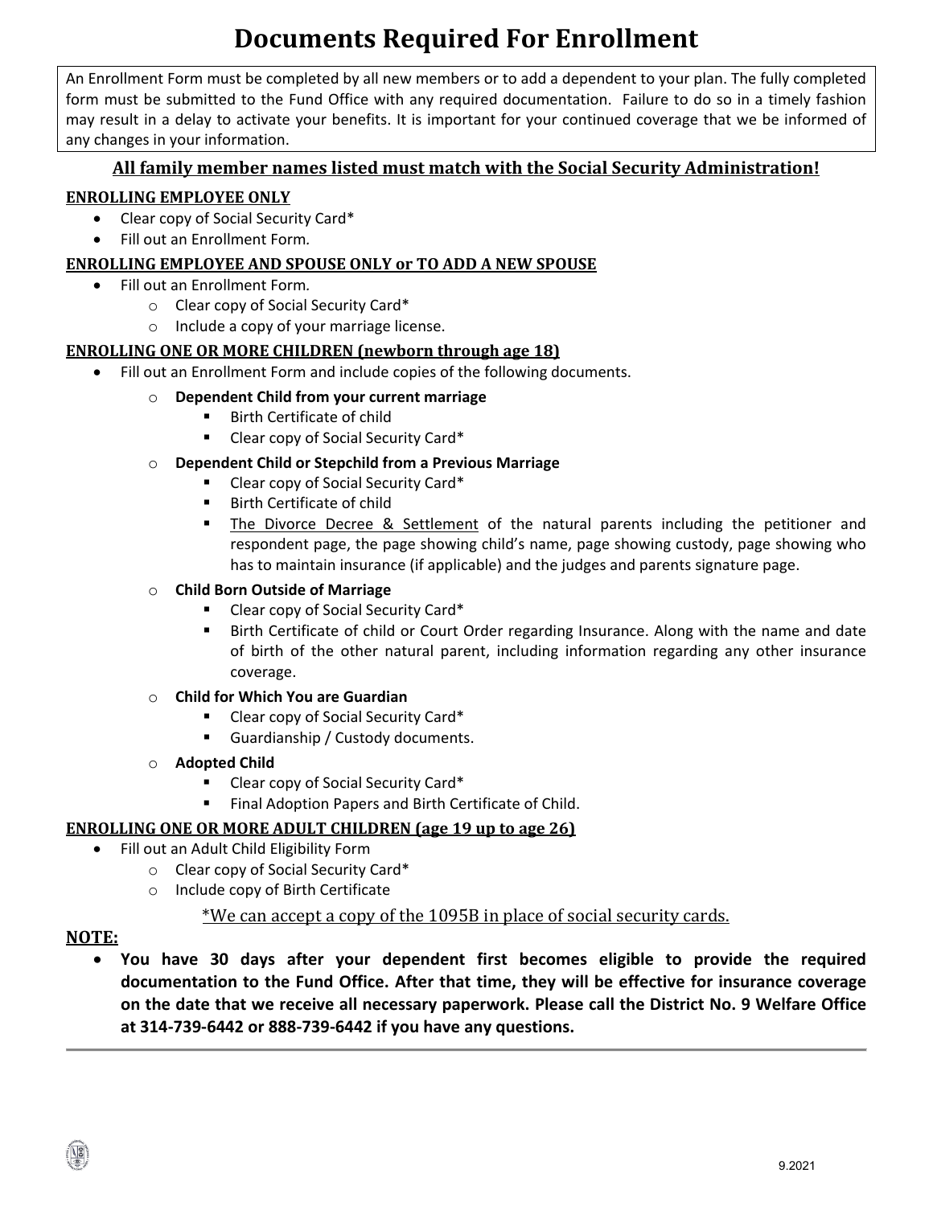# Documents Required For Enrollment

An Enrollment Form must be completed by all new members or to add a dependent to your plan. The fully completed form must be submitted to the Fund Office with any required documentation. Failure to do so in a timely fashion may result in a delay to activate your benefits. It is important for your continued coverage that we be informed of any changes in your information.

**All family member names listed must match with the Social Security Administration!**

**ENROLLING EMPLOYEE ONLY**

- Clear copy of Social Security Card*
- Fill out an Enrollment Form.

**ENROLLING EMPLOYEE AND SPOUSE ONLY or TO ADD A NEW SPOUSE**

- Fill out an Enrollment Form.
  - Clear copy of Social Security Card*
  - Include a copy of your marriage license.

**ENROLLING ONE OR MORE CHILDREN (newborn through age 18)**

- Fill out an Enrollment Form and include copies of the following documents.
  - **Dependent Child from your current marriage**
    - Birth Certificate of child
    - Clear copy of Social Security Card*
  - **Dependent Child or Stepchild from a Previous Marriage**
    - Clear copy of Social Security Card*
    - Birth Certificate of child
    - The Divorce Decree & Settlement of the natural parents including the petitioner and respondent page, the page showing child's name, page showing custody, page showing who has to maintain insurance (if applicable) and the judges and parents signature page.
  - **Child Born Outside of Marriage**
    - Clear copy of Social Security Card*
    - Birth Certificate of child or Court Order regarding Insurance. Along with the name and date of birth of the other natural parent, including information regarding any other insurance coverage.
  - **Child for Which You are Guardian**
    - Clear copy of Social Security Card*
    - Guardianship / Custody documents.
  - **Adopted Child**
    - Clear copy of Social Security Card*
    - Final Adoption Papers and Birth Certificate of Child.

**ENROLLING ONE OR MORE ADULT CHILDREN (age 19 up to age 26)**

- Fill out an Adult Child Eligibility Form
  - Clear copy of Social Security Card*
  - Include copy of Birth Certificate

*We can accept a copy of the 1095B in place of social security cards.

**NOTE:**

- **You have 30 days after your dependent first becomes eligible to provide the required documentation to the Fund Office. After that time, they will be effective for insurance coverage on the date that we receive all necessary paperwork. Please call the District No. 9 Welfare Office at 314-739-6442 or 888-739-6442 if you have any questions.**

9.2021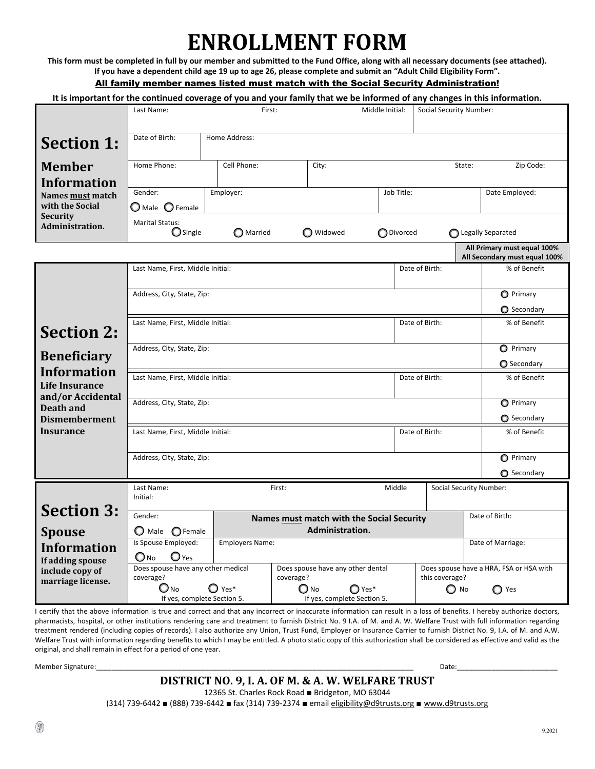# ENROLLMENT FORM

**This form must be completed in full by our member and submitted to the Fund Office, along with all necessary documents (see attached). If you have a dependent child age 19 up to age 26, please complete and submit an "Adult Child Eligibility Form".**

**All family member names listed must match with the Social Security Administration!**

**It is important for the continued coverage of you and your family that we be informed of any changes in this information.**

## Section 1: Member Information

**Names must match with the Social Security Administration.**

| Last Name: | First: | Middle Initial: | Social Security Number: |
|---|---|---|---|
| | | | |

| Date of Birth: | Home Address: |
|---|---|
| | |

| Home Phone: | Cell Phone: | City: | State: | Zip Code: |
|---|---|---|---|---|
| | | | | |

| Gender: | Employer: | Job Title: | Date Employed: |
|---|---|---|---|
| ○ Male ○ Female | | | |

Marital Status: ○ Single ○ Married ○ Widowed ○ Divorced ○ Legally Separated

## Section 2: Beneficiary Information

**Life Insurance and/or Accidental Death and Dismemberment Insurance**

**All Primary must equal 100%**
**All Secondary must equal 100%**

| Last Name, First, Middle Initial: | Date of Birth: | % of Benefit |
|---|---|---|
| | | |
| Address, City, State, Zip: | | ○ Primary ○ Secondary |
| Last Name, First, Middle Initial: | Date of Birth: | % of Benefit |
| | | |
| Address, City, State, Zip: | | ○ Primary ○ Secondary |
| Last Name, First, Middle Initial: | Date of Birth: | % of Benefit |
| | | |
| Address, City, State, Zip: | | ○ Primary ○ Secondary |
| Last Name, First, Middle Initial: | Date of Birth: | % of Benefit |
| | | |
| Address, City, State, Zip: | | ○ Primary ○ Secondary |

## Section 3: Spouse Information

**If adding spouse include copy of marriage license.**

| Last Name: | First: | Middle Initial: | Social Security Number: |
|---|---|---|---|
| | | | |

| Gender: | **Names must match with the Social Security Administration.** | Date of Birth: |
|---|---|---|
| ○ Male ○ Female | | |

| Is Spouse Employed: | Employers Name: | Date of Marriage: |
|---|---|---|
| ○ No ○ Yes | | |

| Does spouse have any other medical coverage? | Does spouse have any other dental coverage? | Does spouse have a HRA, FSA or HSA with this coverage? |
|---|---|---|
| ○ No ○ Yes* If yes, complete Section 5. | ○ No ○ Yes* If yes, complete Section 5. | ○ No ○ Yes |

I certify that the above information is true and correct and that any incorrect or inaccurate information can result in a loss of benefits. I hereby authorize doctors, pharmacists, hospital, or other institutions rendering care and treatment to furnish District No. 9 I.A. of M. and A. W. Welfare Trust with full information regarding treatment rendered (including copies of records). I also authorize any Union, Trust Fund, Employer or Insurance Carrier to furnish District No. 9, I.A. of M. and A.W. Welfare Trust with information regarding benefits to which I may be entitled. A photo static copy of this authorization shall be considered as effective and valid as the original, and shall remain in effect for a period of one year.

Member Signature:\_\_\_\_\_\_\_\_\_\_\_\_\_\_\_\_\_\_\_\_\_\_\_\_\_\_\_\_\_\_\_\_\_\_\_\_\_\_\_\_\_\_\_\_ Date:\_\_\_\_\_\_\_\_\_\_\_\_\_\_\_\_\_\_\_\_\_\_\_\_

**DISTRICT NO. 9, I. A. OF M. & A. W. WELFARE TRUST**

12365 St. Charles Rock Road ■ Bridgeton, MO 63044

(314) 739-6442 ■ (888) 739-6442 ■ fax (314) 739-2374 ■ email eligibility@d9trusts.org ■ www.d9trusts.org

9.2021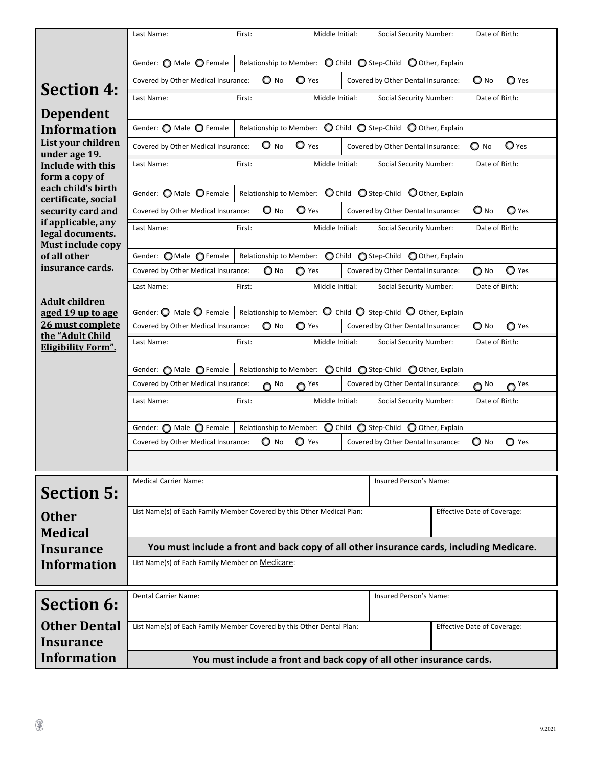## Section 4: Dependent Information

**List your children under age 19. Include with this form a copy of each child's birth certificate, social security card and if applicable, any legal documents. Must include copy of all other insurance cards.**

**Adult children aged 19 up to age 26 must complete the "Adult Child Eligibility Form".**

| Last Name: | First: | Middle Initial: | Social Security Number: | Date of Birth: |
|---|---|---|---|---|
| Gender: ◯ Male ◯ Female | Relationship to Member: ◯ Child ◯ Step-Child ◯ Other, Explain | | | |
| Covered by Other Medical Insurance: ◯ No ◯ Yes | | Covered by Other Dental Insurance: ◯ No ◯ Yes | | |

| Last Name: | First: | Middle Initial: | Social Security Number: | Date of Birth: |
|---|---|---|---|---|
| Gender: ◯ Male ◯ Female | Relationship to Member: ◯ Child ◯ Step-Child ◯ Other, Explain | | | |
| Covered by Other Medical Insurance: ◯ No ◯ Yes | | Covered by Other Dental Insurance: ◯ No ◯ Yes | | |

| Last Name: | First: | Middle Initial: | Social Security Number: | Date of Birth: |
|---|---|---|---|---|
| Gender: ◯ Male ◯ Female | Relationship to Member: ◯ Child ◯ Step-Child ◯ Other, Explain | | | |
| Covered by Other Medical Insurance: ◯ No ◯ Yes | | Covered by Other Dental Insurance: ◯ No ◯ Yes | | |

| Last Name: | First: | Middle Initial: | Social Security Number: | Date of Birth: |
|---|---|---|---|---|
| Gender: ◯ Male ◯ Female | Relationship to Member: ◯ Child ◯ Step-Child ◯ Other, Explain | | | |
| Covered by Other Medical Insurance: ◯ No ◯ Yes | | Covered by Other Dental Insurance: ◯ No ◯ Yes | | |

| Last Name: | First: | Middle Initial: | Social Security Number: | Date of Birth: |
|---|---|---|---|---|
| Gender: ◯ Male ◯ Female | Relationship to Member: ◯ Child ◯ Step-Child ◯ Other, Explain | | | |
| Covered by Other Medical Insurance: ◯ No ◯ Yes | | Covered by Other Dental Insurance: ◯ No ◯ Yes | | |

| Last Name: | First: | Middle Initial: | Social Security Number: | Date of Birth: |
|---|---|---|---|---|
| Gender: ◯ Male ◯ Female | Relationship to Member: ◯ Child ◯ Step-Child ◯ Other, Explain | | | |
| Covered by Other Medical Insurance: ◯ No ◯ Yes | | Covered by Other Dental Insurance: ◯ No ◯ Yes | | |

| Last Name: | First: | Middle Initial: | Social Security Number: | Date of Birth: |
|---|---|---|---|---|
| Gender: ◯ Male ◯ Female | Relationship to Member: ◯ Child ◯ Step-Child ◯ Other, Explain | | | |
| Covered by Other Medical Insurance: ◯ No ◯ Yes | | Covered by Other Dental Insurance: ◯ No ◯ Yes | | |

## Section 5: Other Medical Insurance Information

| Medical Carrier Name: | Insured Person's Name: |
|---|---|
| List Name(s) of Each Family Member Covered by this Other Medical Plan: | Effective Date of Coverage: |

**You must include a front and back copy of all other insurance cards, including Medicare.**

List Name(s) of Each Family Member on Medicare:

## Section 6: Other Dental Insurance Information

| Dental Carrier Name: | Insured Person's Name: |
|---|---|
| List Name(s) of Each Family Member Covered by this Other Dental Plan: | Effective Date of Coverage: |

**You must include a front and back copy of all other insurance cards.**

9.2021